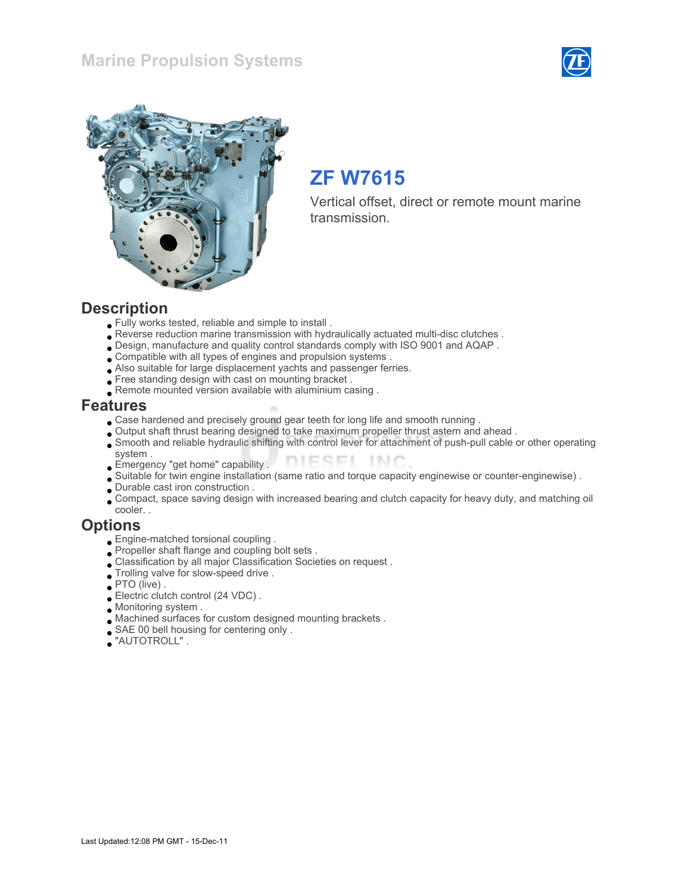# ZF W7615

Vertical offset, direct or remote mount marine transmission.

## Description

- Fully works tested, reliable and simple to install .
- Reverse reduction marine transmission with hydraulically actuated multi-disc clutches .
- Design, manufacture and quality control standards comply with ISO 9001 and AQAP .
- Compatible with all types of engines and propulsion systems .
- Also suitable for large displacement yachts and passenger ferries.
- Free standing design with cast on mounting bracket .
- Remote mounted version available with aluminium casing .

## Features

- Case hardened and precisely ground gear teeth for long life and smooth running .
- Output shaft thrust bearing designed to take maximum propeller thrust astern and ahead .
- Smooth and reliable hydraulic shifting with control lever for attachment of push-pull cable or other operating system .
- Emergency "get home" capability .
- Suitable for twin engine installation (same ratio and torque capacity enginewise or counter-enginewise) .
- Durable cast iron construction .
- Compact, space saving design with increased bearing and clutch capacity for heavy duty, and matching oil cooler. .

## Options

- Engine-matched torsional coupling .
- Propeller shaft flange and coupling bolt sets .
- Classification by all major Classification Societies on request .
- Trolling valve for slow-speed drive .
- PTO (live) .
- Electric clutch control (24 VDC) .
- Monitoring system .
- Machined surfaces for custom designed mounting brackets .
- SAE 00 bell housing for centering only .
- "AUTOTROLL" .

Last Updated:12:08 PM GMT - 15-Dec-11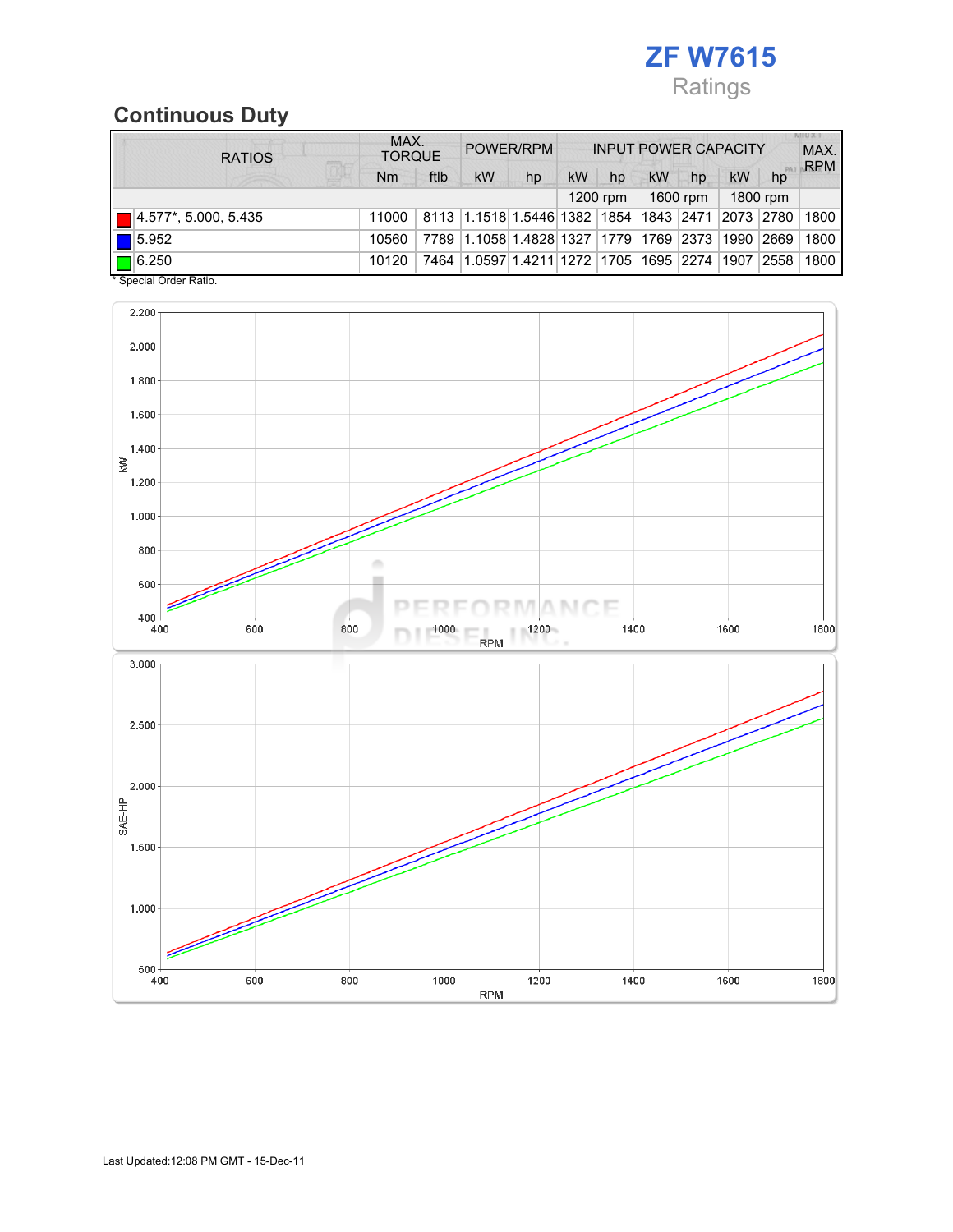ZF W7615

Ratings

## Continuous Duty

| RATIOS | MAX. TORQUE | | POWER/RPM | | INPUT POWER CAPACITY | | | | | | MAX. RPM |
|---|---|---|---|---|---|---|---|---|---|---|---|
| | Nm | ftlb | kW | hp | kW | hp | kW | hp | kW | hp | |
| | | | | | 1200 rpm | | 1600 rpm | | 1800 rpm | | |
| 4.577*, 5.000, 5.435 | 11000 | 8113 | 1.1518 | 1.5446 | 1382 | 1854 | 1843 | 2471 | 2073 | 2780 | 1800 |
| 5.952 | 10560 | 7789 | 1.1058 | 1.4828 | 1327 | 1779 | 1769 | 2373 | 1990 | 2669 | 1800 |
| 6.250 | 10120 | 7464 | 1.0597 | 1.4211 | 1272 | 1705 | 1695 | 2274 | 1907 | 2558 | 1800 |

\* Special Order Ratio.

Last Updated:12:08 PM GMT - 15-Dec-11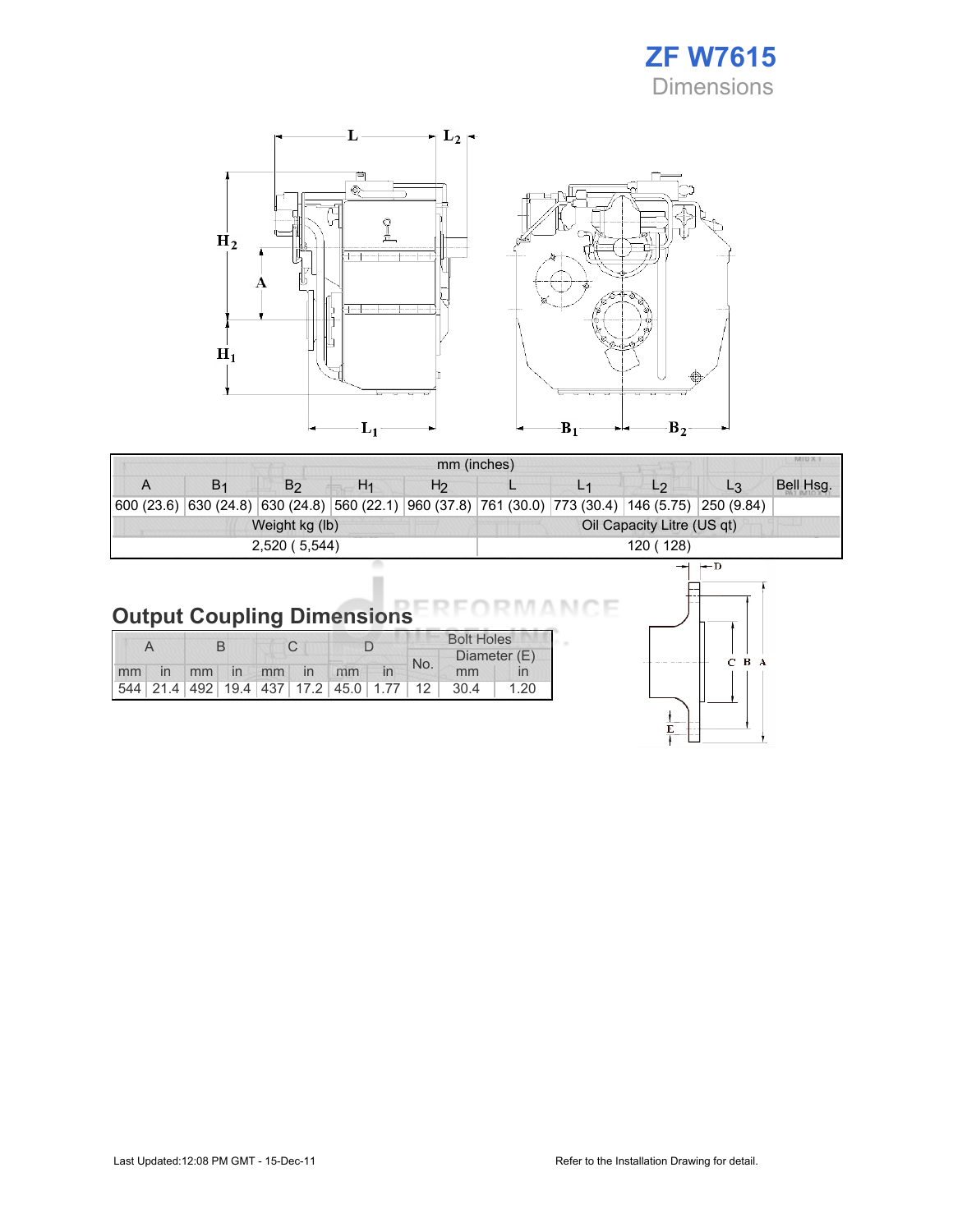# ZF W7615

## Dimensions

| mm (inches) | | | | | | | | | |
|---|---|---|---|---|---|---|---|---|---|
| A | $B_1$ | $B_2$ | $H_1$ | $H_2$ | L | $L_1$ | $L_2$ | $L_3$ | Bell Hsg. |
| 600 (23.6) | 630 (24.8) | 630 (24.8) | 560 (22.1) | 960 (37.8) | 761 (30.0) | 773 (30.4) | 146 (5.75) | 250 (9.84) | |
| Weight kg (lb) | | | | | Oil Capacity Litre (US qt) | | | | |
| 2,520 ( 5,544) | | | | | 120 ( 128) | | | | |

## Output Coupling Dimensions

| A | | B | | C | | D | | Bolt Holes | | |
|---|---|---|---|---|---|---|---|---|---|---|
| | | | | | | | | No. | Diameter (E) | |
| mm | in | mm | in | mm | in | mm | in | | mm | in |
| 544 | 21.4 | 492 | 19.4 | 437 | 17.2 | 45.0 | 1.77 | 12 | 30.4 | 1.20 |

Last Updated:12:08 PM GMT - 15-Dec-11

Refer to the Installation Drawing for detail.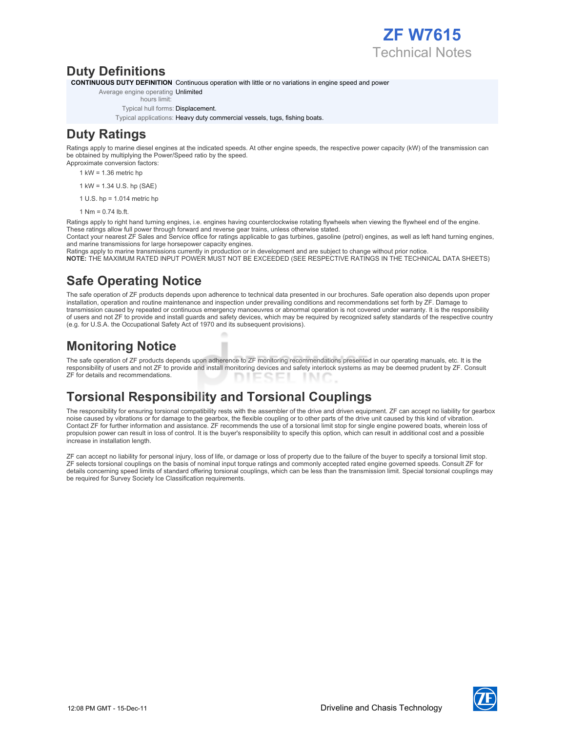# ZF W7615

Technical Notes

## Duty Definitions

| | |
|---|---|
| **CONTINUOUS DUTY DEFINITION** | Continuous operation with little or no variations in engine speed and power |
| Average engine operating hours limit: | Unlimited |
| Typical hull forms: | Displacement. |
| Typical applications: | Heavy duty commercial vessels, tugs, fishing boats. |

## Duty Ratings

Ratings apply to marine diesel engines at the indicated speeds. At other engine speeds, the respective power capacity (kW) of the transmission can be obtained by multiplying the Power/Speed ratio by the speed.
Approximate conversion factors:

1 kW = 1.36 metric hp

1 kW = 1.34 U.S. hp (SAE)

1 U.S. hp = 1.014 metric hp

1 Nm = 0.74 lb.ft.

Ratings apply to right hand turning engines, i.e. engines having counterclockwise rotating flywheels when viewing the flywheel end of the engine. These ratings allow full power through forward and reverse gear trains, unless otherwise stated.
Contact your nearest ZF Sales and Service office for ratings applicable to gas turbines, gasoline (petrol) engines, as well as left hand turning engines, and marine transmissions for large horsepower capacity engines.
Ratings apply to marine transmissions currently in production or in development and are subject to change without prior notice.
**NOTE:** THE MAXIMUM RATED INPUT POWER MUST NOT BE EXCEEDED (SEE RESPECTIVE RATINGS IN THE TECHNICAL DATA SHEETS)

## Safe Operating Notice

The safe operation of ZF products depends upon adherence to technical data presented in our brochures. Safe operation also depends upon proper installation, operation and routine maintenance and inspection under prevailing conditions and recommendations set forth by ZF. Damage to transmission caused by repeated or continuous emergency manoeuvres or abnormal operation is not covered under warranty. It is the responsibility of users and not ZF to provide and install guards and safety devices, which may be required by recognized safety standards of the respective country (e.g. for U.S.A. the Occupational Safety Act of 1970 and its subsequent provisions).

## Monitoring Notice

The safe operation of ZF products depends upon adherence to ZF monitoring recommendations presented in our operating manuals, etc. It is the responsibility of users and not ZF to provide and install monitoring devices and safety interlock systems as may be deemed prudent by ZF. Consult ZF for details and recommendations.

## Torsional Responsibility and Torsional Couplings

The responsibility for ensuring torsional compatibility rests with the assembler of the drive and driven equipment. ZF can accept no liability for gearbox noise caused by vibrations or for damage to the gearbox, the flexible coupling or to other parts of the drive unit caused by this kind of vibration. Contact ZF for further information and assistance. ZF recommends the use of a torsional limit stop for single engine powered boats, wherein loss of propulsion power can result in loss of control. It is the buyer's responsibility to specify this option, which can result in additional cost and a possible increase in installation length.

ZF can accept no liability for personal injury, loss of life, or damage or loss of property due to the failure of the buyer to specify a torsional limit stop. ZF selects torsional couplings on the basis of nominal input torque ratings and commonly accepted rated engine governed speeds. Consult ZF for details concerning speed limits of standard offering torsional couplings, which can be less than the transmission limit. Special torsional couplings may be required for Survey Society Ice Classification requirements.